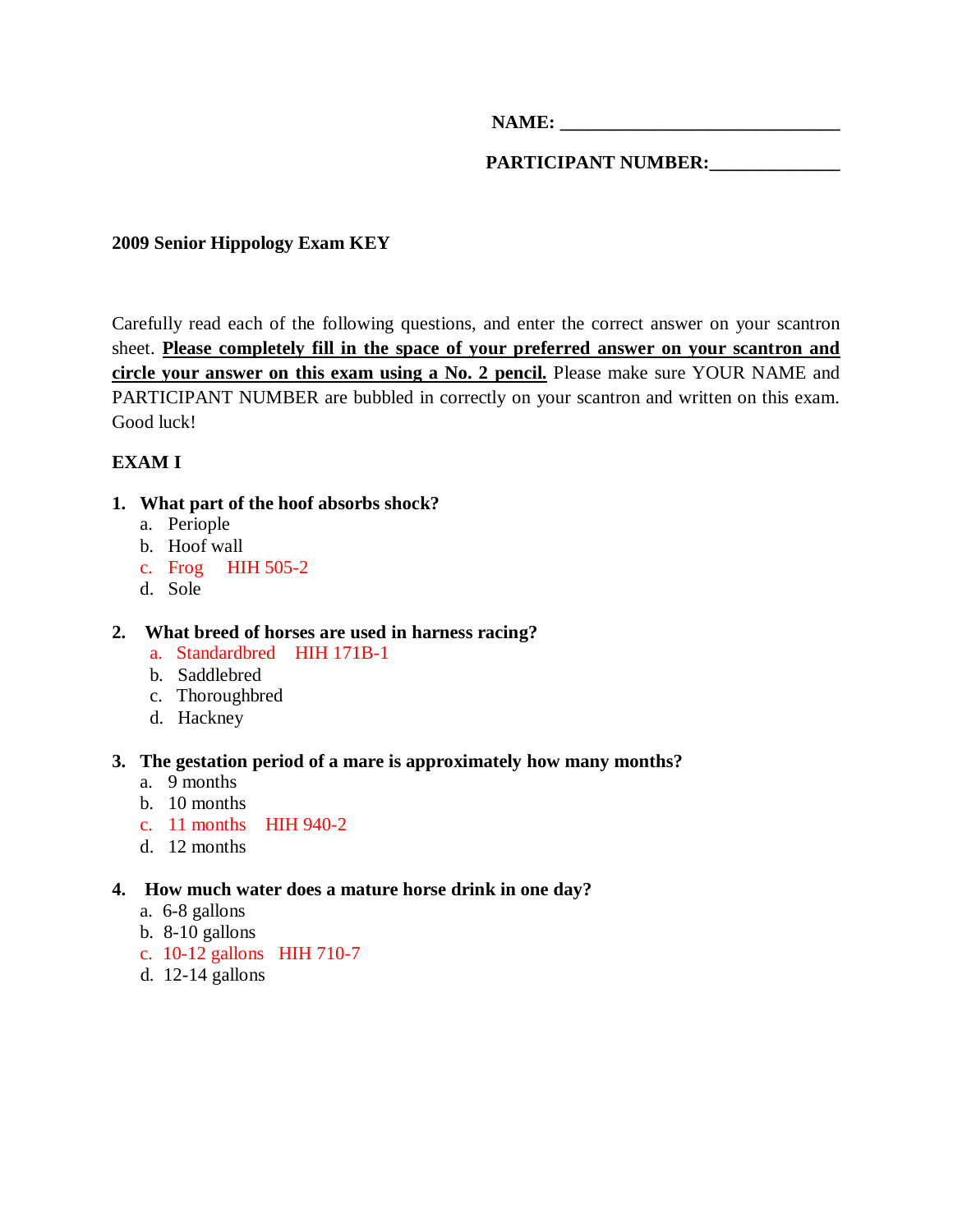**NAME: ______________________________**

**PARTICIPANT NUMBER:______________**

**2009 Senior Hippology Exam KEY**

Carefully read each of the following questions, and enter the correct answer on your scantron sheet. **Please completely fill in the space of your preferred answer on your scantron and circle your answer on this exam using a No. 2 pencil.** Please make sure YOUR NAME and PARTICIPANT NUMBER are bubbled in correctly on your scantron and written on this exam. Good luck!

**EXAM I**

**1. What part of the hoof absorbs shock?**

a. Periople
b. Hoof wall
c. Frog HIH 505-2
d. Sole

**2. What breed of horses are used in harness racing?**

a. Standardbred HIH 171B-1
b. Saddlebred
c. Thoroughbred
d. Hackney

**3. The gestation period of a mare is approximately how many months?**

a. 9 months
b. 10 months
c. 11 months HIH 940-2
d. 12 months

**4. How much water does a mature horse drink in one day?**

a. 6-8 gallons
b. 8-10 gallons
c. 10-12 gallons HIH 710-7
d. 12-14 gallons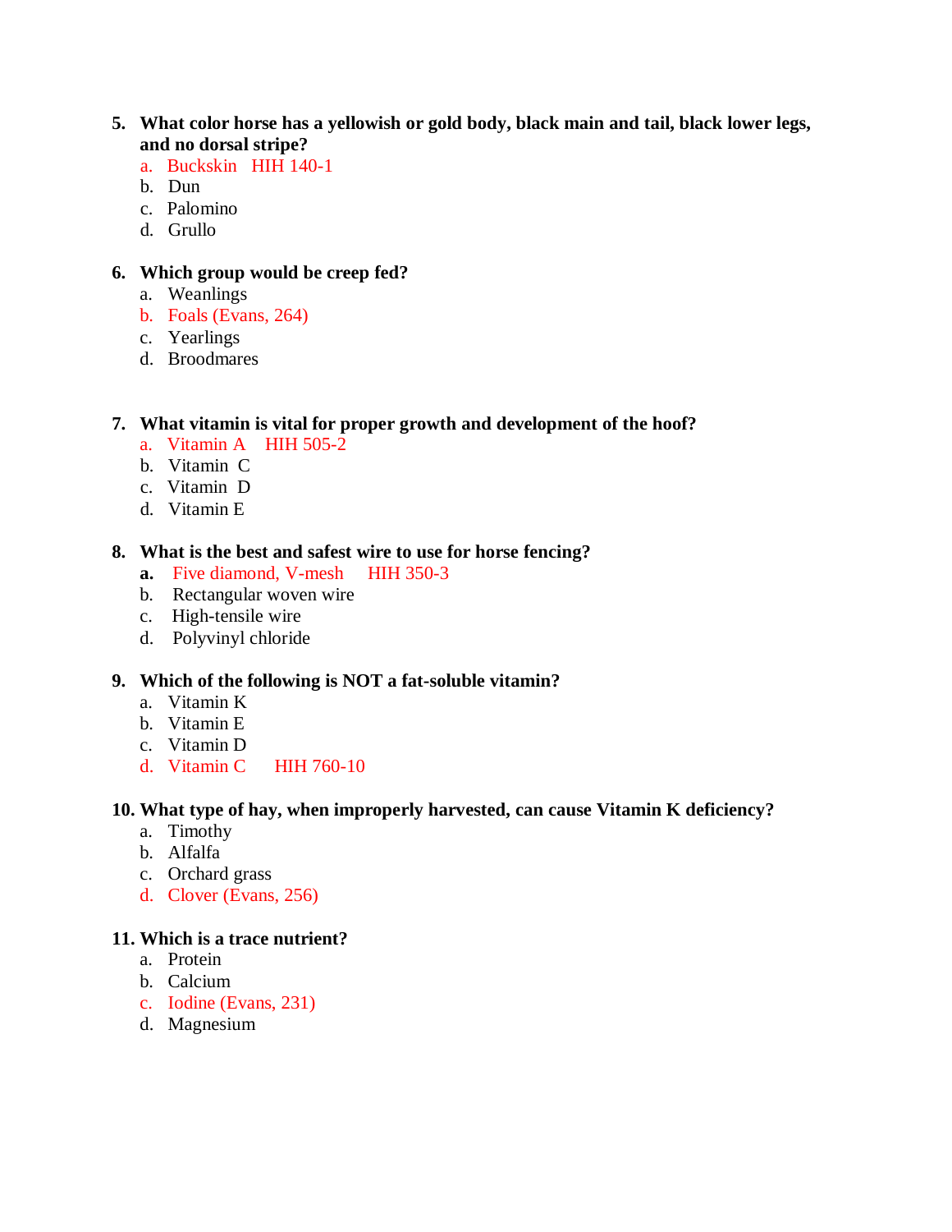5. **What color horse has a yellowish or gold body, black main and tail, black lower legs, and no dorsal stripe?**
   a. Buckskin   HIH 140-1
   b. Dun
   c. Palomino
   d. Grullo

6. **Which group would be creep fed?**
   a. Weanlings
   b. Foals (Evans, 264)
   c. Yearlings
   d. Broodmares

7. **What vitamin is vital for proper growth and development of the hoof?**
   a. Vitamin A    HIH 505-2
   b. Vitamin C
   c. Vitamin D
   d. Vitamin E

8. **What is the best and safest wire to use for horse fencing?**
   **a.** Five diamond, V-mesh     HIH 350-3
   b. Rectangular woven wire
   c. High-tensile wire
   d. Polyvinyl chloride

9. **Which of the following is NOT a fat-soluble vitamin?**
   a. Vitamin K
   b. Vitamin E
   c. Vitamin D
   d. Vitamin C      HIH 760-10

10. **What type of hay, when improperly harvested, can cause Vitamin K deficiency?**
    a. Timothy
    b. Alfalfa
    c. Orchard grass
    d. Clover (Evans, 256)

11. **Which is a trace nutrient?**
    a. Protein
    b. Calcium
    c. Iodine (Evans, 231)
    d. Magnesium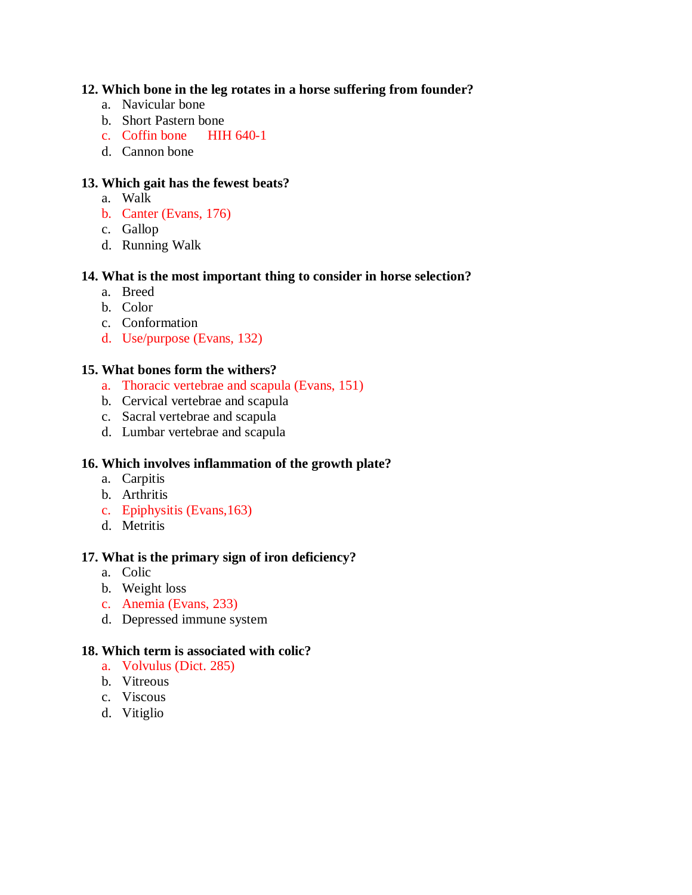**12. Which bone in the leg rotates in a horse suffering from founder?**

a. Navicular bone
b. Short Pastern bone
c. Coffin bone HIH 640-1
d. Cannon bone

**13. Which gait has the fewest beats?**

a. Walk
b. Canter (Evans, 176)
c. Gallop
d. Running Walk

**14. What is the most important thing to consider in horse selection?**

a. Breed
b. Color
c. Conformation
d. Use/purpose (Evans, 132)

**15. What bones form the withers?**

a. Thoracic vertebrae and scapula (Evans, 151)
b. Cervical vertebrae and scapula
c. Sacral vertebrae and scapula
d. Lumbar vertebrae and scapula

**16. Which involves inflammation of the growth plate?**

a. Carpitis
b. Arthritis
c. Epiphysitis (Evans,163)
d. Metritis

**17. What is the primary sign of iron deficiency?**

a. Colic
b. Weight loss
c. Anemia (Evans, 233)
d. Depressed immune system

**18. Which term is associated with colic?**

a. Volvulus (Dict. 285)
b. Vitreous
c. Viscous
d. Vitiglio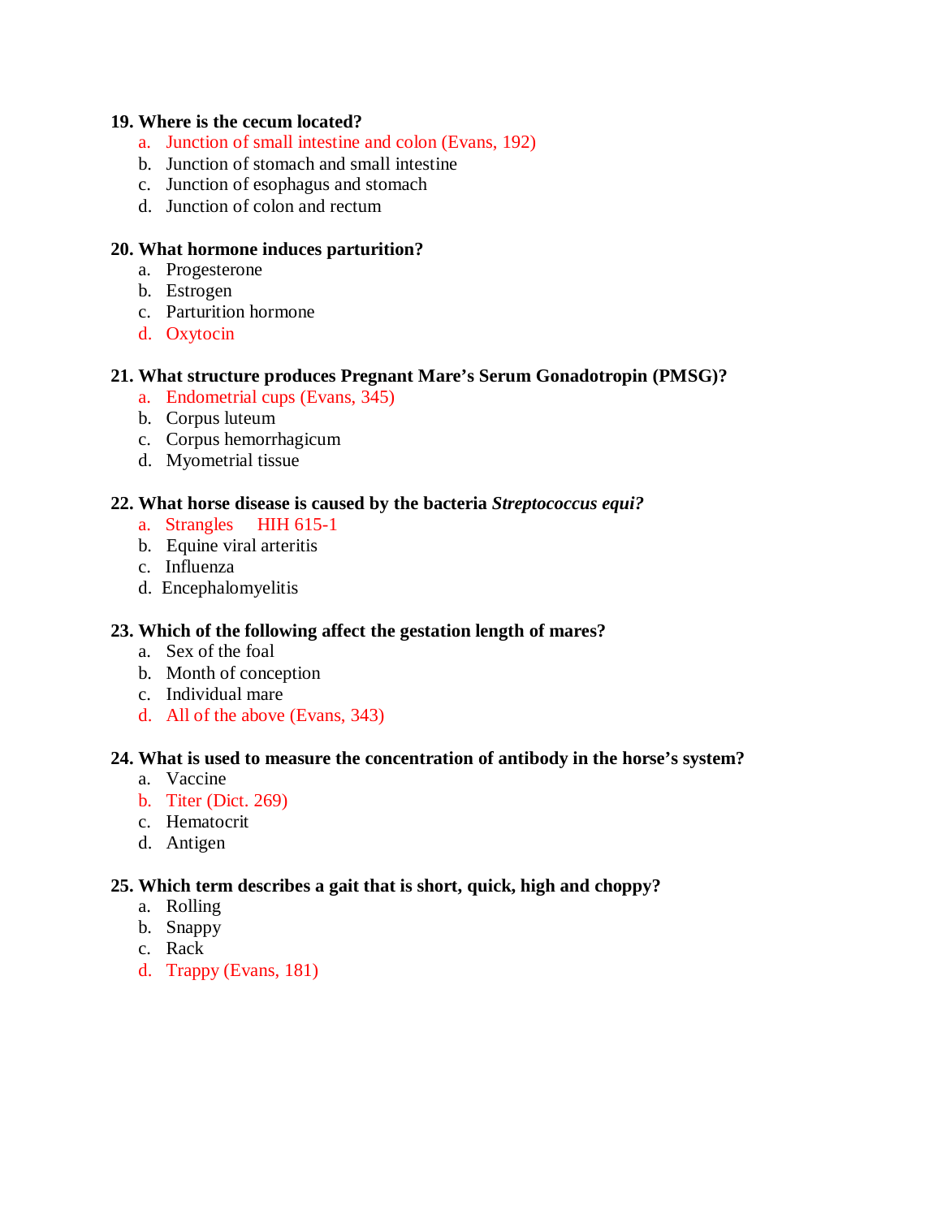**19. Where is the cecum located?**

a. Junction of small intestine and colon (Evans, 192)
b. Junction of stomach and small intestine
c. Junction of esophagus and stomach
d. Junction of colon and rectum

**20. What hormone induces parturition?**

a. Progesterone
b. Estrogen
c. Parturition hormone
d. Oxytocin

**21. What structure produces Pregnant Mare's Serum Gonadotropin (PMSG)?**

a. Endometrial cups (Evans, 345)
b. Corpus luteum
c. Corpus hemorrhagicum
d. Myometrial tissue

**22. What horse disease is caused by the bacteria *Streptococcus equi?***

a. Strangles HIH 615-1
b. Equine viral arteritis
c. Influenza
d. Encephalomyelitis

**23. Which of the following affect the gestation length of mares?**

a. Sex of the foal
b. Month of conception
c. Individual mare
d. All of the above (Evans, 343)

**24. What is used to measure the concentration of antibody in the horse's system?**

a. Vaccine
b. Titer (Dict. 269)
c. Hematocrit
d. Antigen

**25. Which term describes a gait that is short, quick, high and choppy?**

a. Rolling
b. Snappy
c. Rack
d. Trappy (Evans, 181)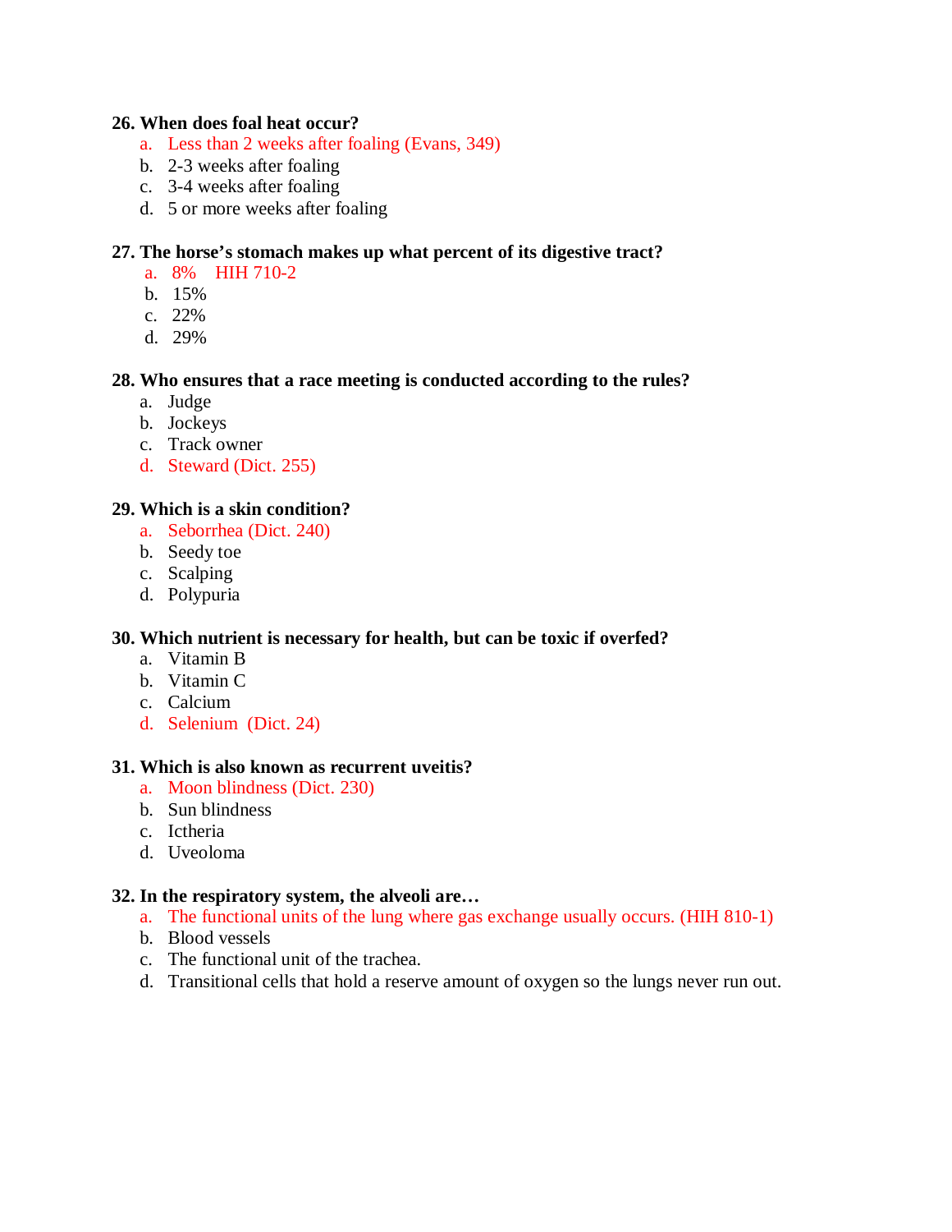**26. When does foal heat occur?**

a. Less than 2 weeks after foaling (Evans, 349)
b. 2-3 weeks after foaling
c. 3-4 weeks after foaling
d. 5 or more weeks after foaling

**27. The horse's stomach makes up what percent of its digestive tract?**

a. 8% HIH 710-2
b. 15%
c. 22%
d. 29%

**28. Who ensures that a race meeting is conducted according to the rules?**

a. Judge
b. Jockeys
c. Track owner
d. Steward (Dict. 255)

**29. Which is a skin condition?**

a. Seborrhea (Dict. 240)
b. Seedy toe
c. Scalping
d. Polypuria

**30. Which nutrient is necessary for health, but can be toxic if overfed?**

a. Vitamin B
b. Vitamin C
c. Calcium
d. Selenium (Dict. 24)

**31. Which is also known as recurrent uveitis?**

a. Moon blindness (Dict. 230)
b. Sun blindness
c. Ictheria
d. Uveoloma

**32. In the respiratory system, the alveoli are…**

a. The functional units of the lung where gas exchange usually occurs. (HIH 810-1)
b. Blood vessels
c. The functional unit of the trachea.
d. Transitional cells that hold a reserve amount of oxygen so the lungs never run out.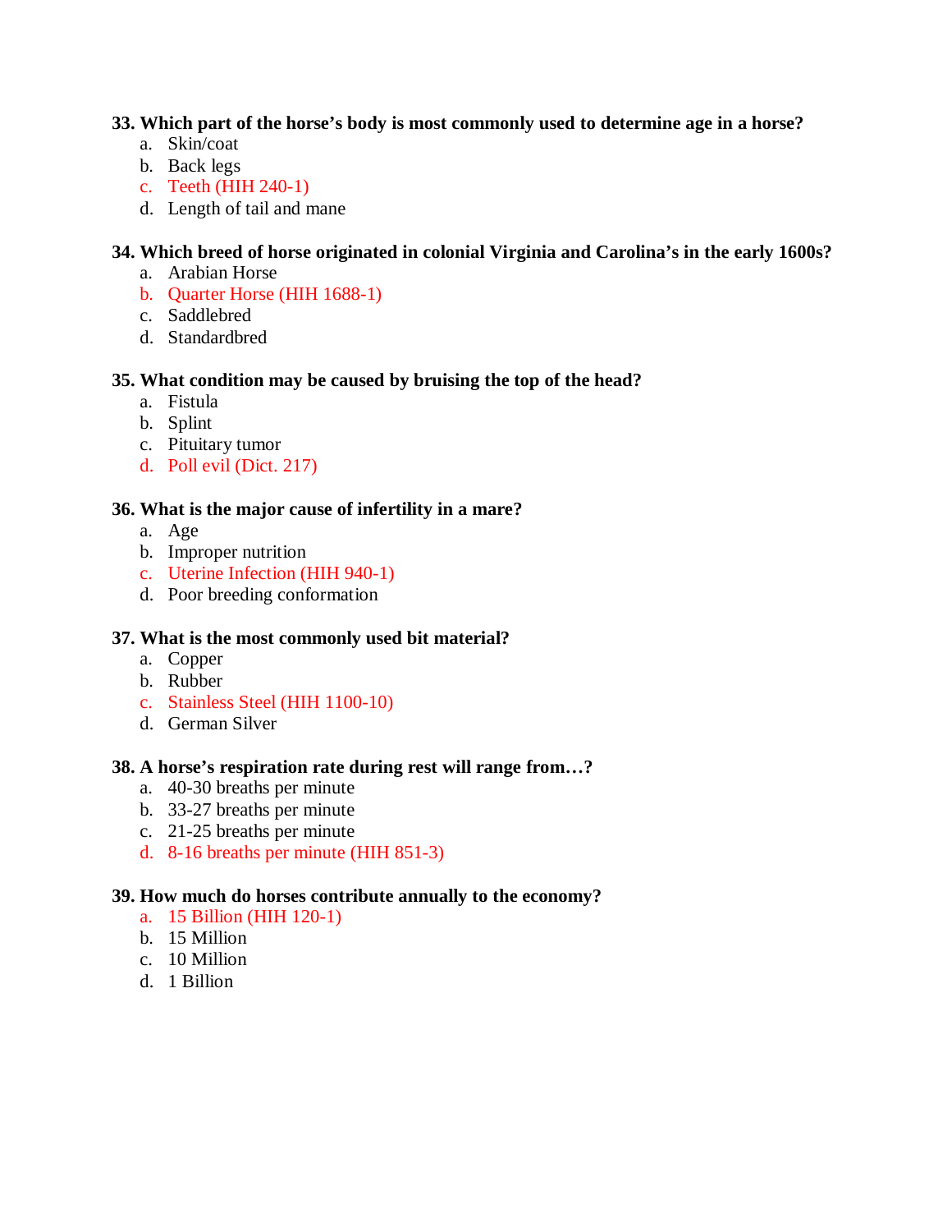**33. Which part of the horse's body is most commonly used to determine age in a horse?**

a. Skin/coat
b. Back legs
c. Teeth (HIH 240-1)
d. Length of tail and mane

**34. Which breed of horse originated in colonial Virginia and Carolina's in the early 1600s?**

a. Arabian Horse
b. Quarter Horse (HIH 1688-1)
c. Saddlebred
d. Standardbred

**35. What condition may be caused by bruising the top of the head?**

a. Fistula
b. Splint
c. Pituitary tumor
d. Poll evil (Dict. 217)

**36. What is the major cause of infertility in a mare?**

a. Age
b. Improper nutrition
c. Uterine Infection (HIH 940-1)
d. Poor breeding conformation

**37. What is the most commonly used bit material?**

a. Copper
b. Rubber
c. Stainless Steel (HIH 1100-10)
d. German Silver

**38. A horse's respiration rate during rest will range from…?**

a. 40-30 breaths per minute
b. 33-27 breaths per minute
c. 21-25 breaths per minute
d. 8-16 breaths per minute (HIH 851-3)

**39. How much do horses contribute annually to the economy?**

a. 15 Billion (HIH 120-1)
b. 15 Million
c. 10 Million
d. 1 Billion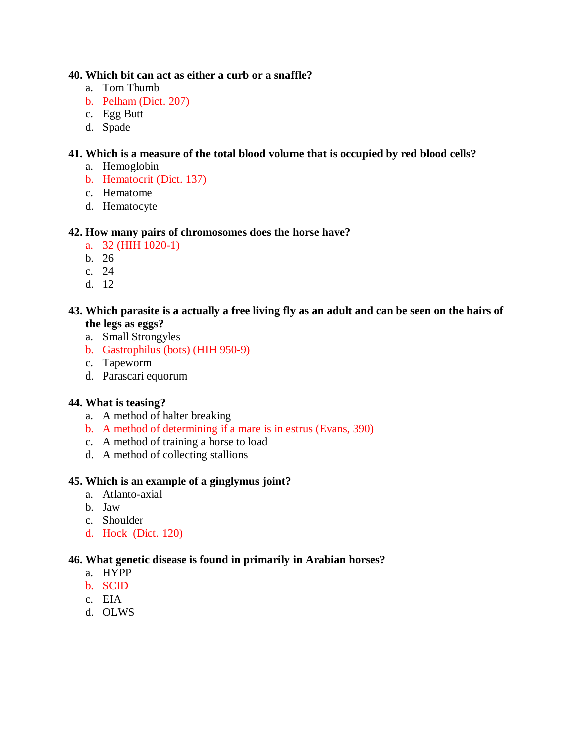**40. Which bit can act as either a curb or a snaffle?**

a. Tom Thumb
b. Pelham (Dict. 207)
c. Egg Butt
d. Spade

**41. Which is a measure of the total blood volume that is occupied by red blood cells?**

a. Hemoglobin
b. Hematocrit (Dict. 137)
c. Hematome
d. Hematocyte

**42. How many pairs of chromosomes does the horse have?**

a. 32 (HIH 1020-1)
b. 26
c. 24
d. 12

**43. Which parasite is a actually a free living fly as an adult and can be seen on the hairs of the legs as eggs?**

a. Small Strongyles
b. Gastrophilus (bots) (HIH 950-9)
c. Tapeworm
d. Parascari equorum

**44. What is teasing?**

a. A method of halter breaking
b. A method of determining if a mare is in estrus (Evans, 390)
c. A method of training a horse to load
d. A method of collecting stallions

**45. Which is an example of a ginglymus joint?**

a. Atlanto-axial
b. Jaw
c. Shoulder
d. Hock (Dict. 120)

**46. What genetic disease is found in primarily in Arabian horses?**

a. HYPP
b. SCID
c. EIA
d. OLWS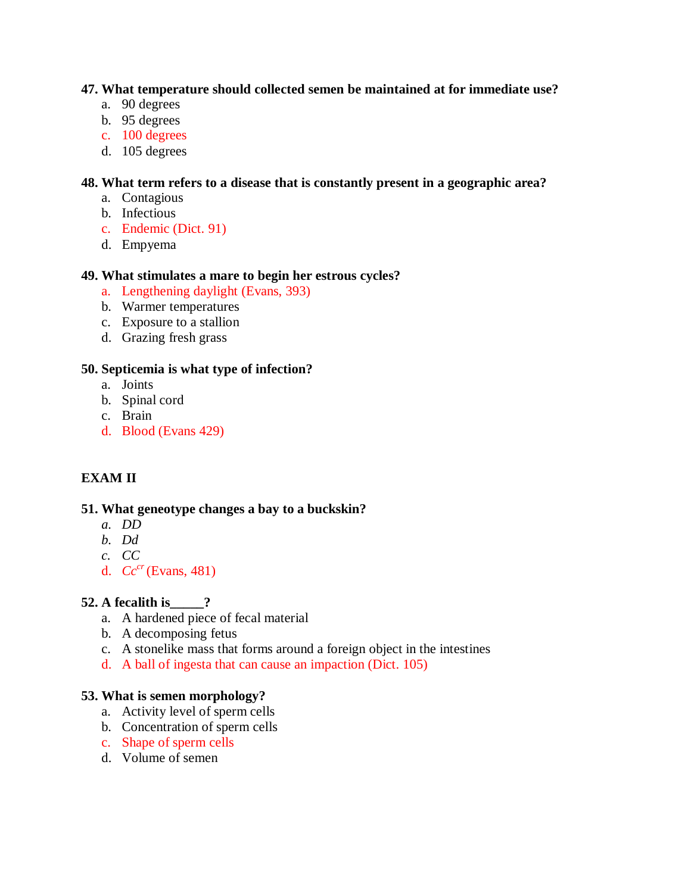**47. What temperature should collected semen be maintained at for immediate use?**

a. 90 degrees
b. 95 degrees
c. 100 degrees
d. 105 degrees

**48. What term refers to a disease that is constantly present in a geographic area?**

a. Contagious
b. Infectious
c. Endemic (Dict. 91)
d. Empyema

**49. What stimulates a mare to begin her estrous cycles?**

a. Lengthening daylight (Evans, 393)
b. Warmer temperatures
c. Exposure to a stallion
d. Grazing fresh grass

**50. Septicemia is what type of infection?**

a. Joints
b. Spinal cord
c. Brain
d. Blood (Evans 429)

**EXAM II**

**51. What geneotype changes a bay to a buckskin?**

*a. DD*
*b. Dd*
*c. CC*
d. $Cc^{cr}$ (Evans, 481)

**52. A fecalith is_____?**

a. A hardened piece of fecal material
b. A decomposing fetus
c. A stonelike mass that forms around a foreign object in the intestines
d. A ball of ingesta that can cause an impaction (Dict. 105)

**53. What is semen morphology?**

a. Activity level of sperm cells
b. Concentration of sperm cells
c. Shape of sperm cells
d. Volume of semen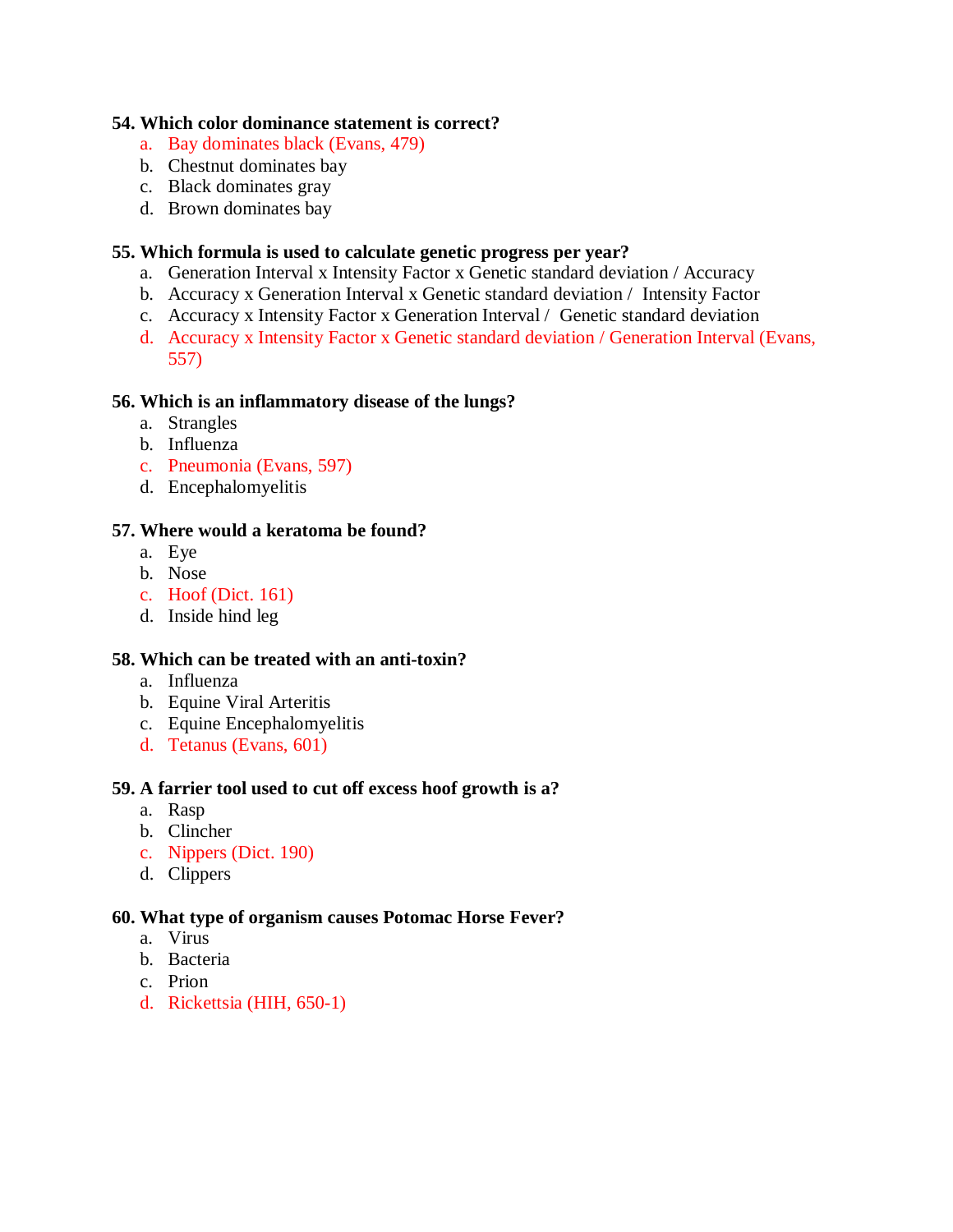**54. Which color dominance statement is correct?**

a. Bay dominates black (Evans, 479)
b. Chestnut dominates bay
c. Black dominates gray
d. Brown dominates bay

**55. Which formula is used to calculate genetic progress per year?**

a. Generation Interval x Intensity Factor x Genetic standard deviation / Accuracy
b. Accuracy x Generation Interval x Genetic standard deviation / Intensity Factor
c. Accuracy x Intensity Factor x Generation Interval / Genetic standard deviation
d. Accuracy x Intensity Factor x Genetic standard deviation / Generation Interval (Evans, 557)

**56. Which is an inflammatory disease of the lungs?**

a. Strangles
b. Influenza
c. Pneumonia (Evans, 597)
d. Encephalomyelitis

**57. Where would a keratoma be found?**

a. Eye
b. Nose
c. Hoof (Dict. 161)
d. Inside hind leg

**58. Which can be treated with an anti-toxin?**

a. Influenza
b. Equine Viral Arteritis
c. Equine Encephalomyelitis
d. Tetanus (Evans, 601)

**59. A farrier tool used to cut off excess hoof growth is a?**

a. Rasp
b. Clincher
c. Nippers (Dict. 190)
d. Clippers

**60. What type of organism causes Potomac Horse Fever?**

a. Virus
b. Bacteria
c. Prion
d. Rickettsia (HIH, 650-1)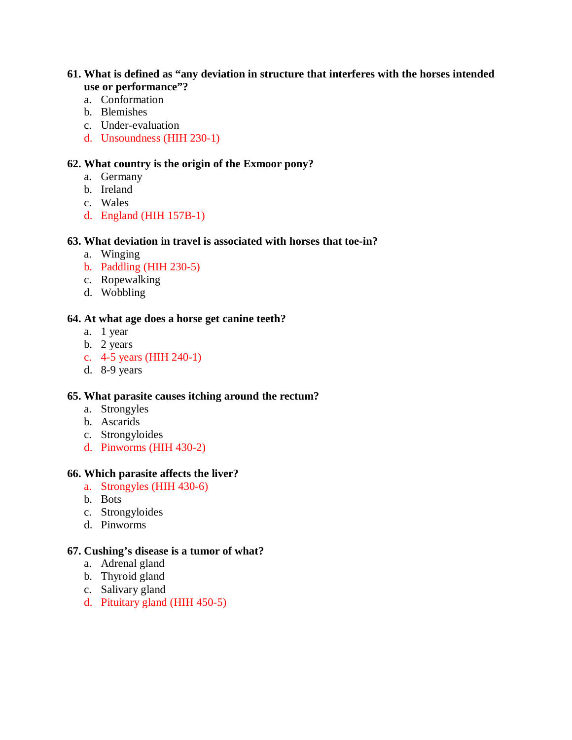**61. What is defined as "any deviation in structure that interferes with the horses intended use or performance"?**

a. Conformation
b. Blemishes
c. Under-evaluation
d. Unsoundness (HIH 230-1)

**62. What country is the origin of the Exmoor pony?**

a. Germany
b. Ireland
c. Wales
d. England (HIH 157B-1)

**63. What deviation in travel is associated with horses that toe-in?**

a. Winging
b. Paddling (HIH 230-5)
c. Ropewalking
d. Wobbling

**64. At what age does a horse get canine teeth?**

a. 1 year
b. 2 years
c. 4-5 years (HIH 240-1)
d. 8-9 years

**65. What parasite causes itching around the rectum?**

a. Strongyles
b. Ascarids
c. Strongyloides
d. Pinworms (HIH 430-2)

**66. Which parasite affects the liver?**

a. Strongyles (HIH 430-6)
b. Bots
c. Strongyloides
d. Pinworms

**67. Cushing's disease is a tumor of what?**

a. Adrenal gland
b. Thyroid gland
c. Salivary gland
d. Pituitary gland (HIH 450-5)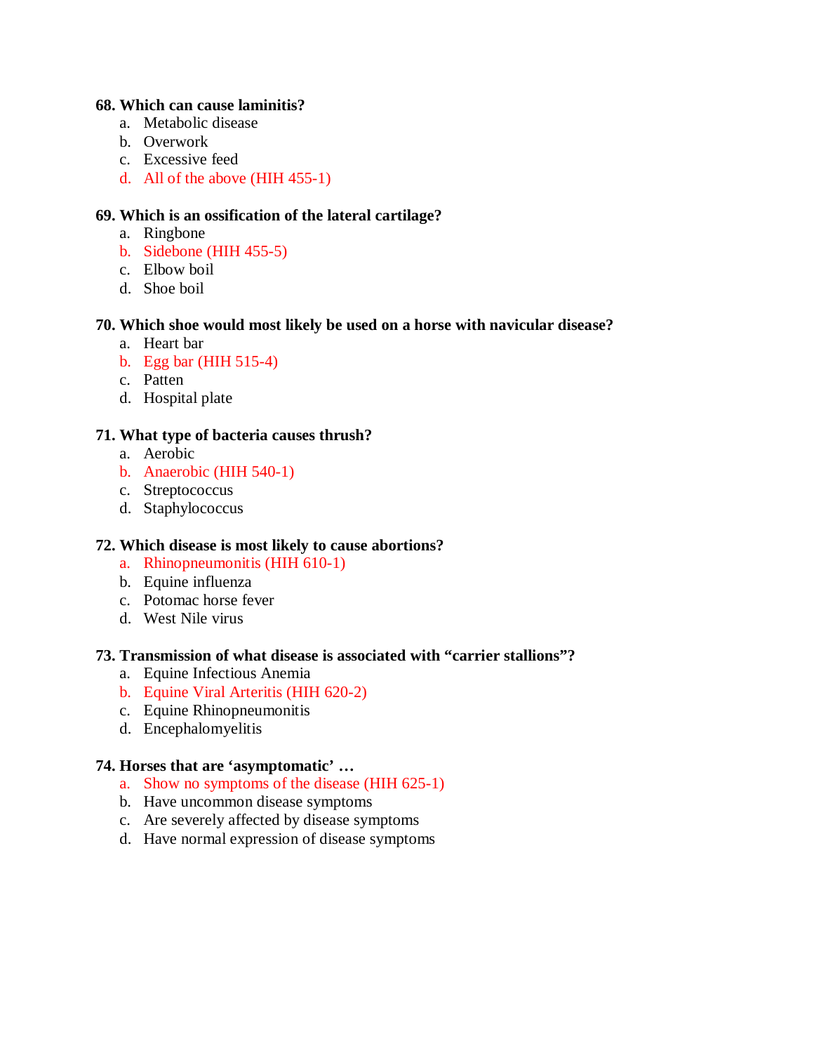**68. Which can cause laminitis?**

a. Metabolic disease
b. Overwork
c. Excessive feed
d. All of the above (HIH 455-1)

**69. Which is an ossification of the lateral cartilage?**

a. Ringbone
b. Sidebone (HIH 455-5)
c. Elbow boil
d. Shoe boil

**70. Which shoe would most likely be used on a horse with navicular disease?**

a. Heart bar
b. Egg bar (HIH 515-4)
c. Patten
d. Hospital plate

**71. What type of bacteria causes thrush?**

a. Aerobic
b. Anaerobic (HIH 540-1)
c. Streptococcus
d. Staphylococcus

**72. Which disease is most likely to cause abortions?**

a. Rhinopneumonitis (HIH 610-1)
b. Equine influenza
c. Potomac horse fever
d. West Nile virus

**73. Transmission of what disease is associated with "carrier stallions"?**

a. Equine Infectious Anemia
b. Equine Viral Arteritis (HIH 620-2)
c. Equine Rhinopneumonitis
d. Encephalomyelitis

**74. Horses that are 'asymptomatic' …**

a. Show no symptoms of the disease (HIH 625-1)
b. Have uncommon disease symptoms
c. Are severely affected by disease symptoms
d. Have normal expression of disease symptoms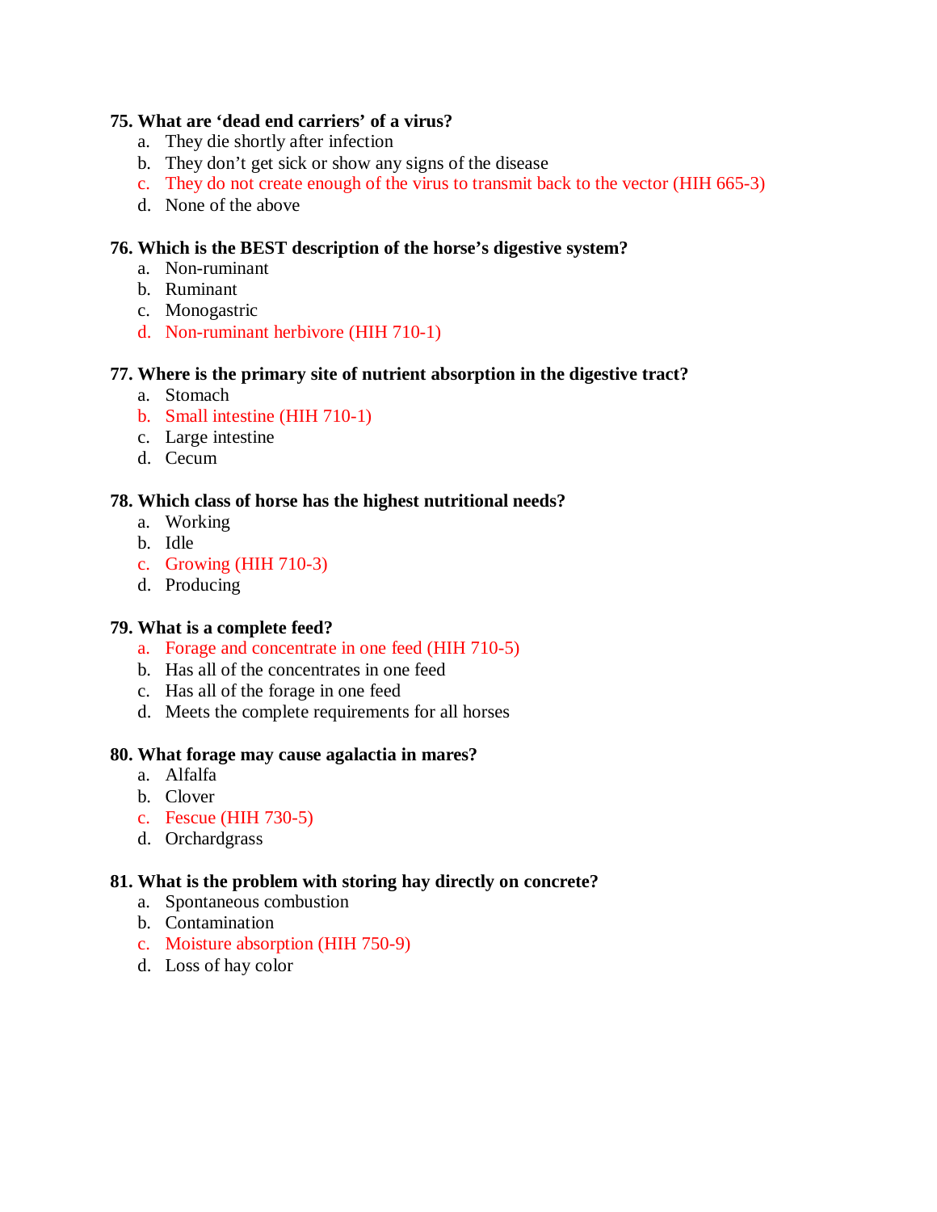**75. What are 'dead end carriers' of a virus?**

a. They die shortly after infection
b. They don't get sick or show any signs of the disease
c. They do not create enough of the virus to transmit back to the vector (HIH 665-3)
d. None of the above

**76. Which is the BEST description of the horse's digestive system?**

a. Non-ruminant
b. Ruminant
c. Monogastric
d. Non-ruminant herbivore (HIH 710-1)

**77. Where is the primary site of nutrient absorption in the digestive tract?**

a. Stomach
b. Small intestine (HIH 710-1)
c. Large intestine
d. Cecum

**78. Which class of horse has the highest nutritional needs?**

a. Working
b. Idle
c. Growing (HIH 710-3)
d. Producing

**79. What is a complete feed?**

a. Forage and concentrate in one feed (HIH 710-5)
b. Has all of the concentrates in one feed
c. Has all of the forage in one feed
d. Meets the complete requirements for all horses

**80. What forage may cause agalactia in mares?**

a. Alfalfa
b. Clover
c. Fescue (HIH 730-5)
d. Orchardgrass

**81. What is the problem with storing hay directly on concrete?**

a. Spontaneous combustion
b. Contamination
c. Moisture absorption (HIH 750-9)
d. Loss of hay color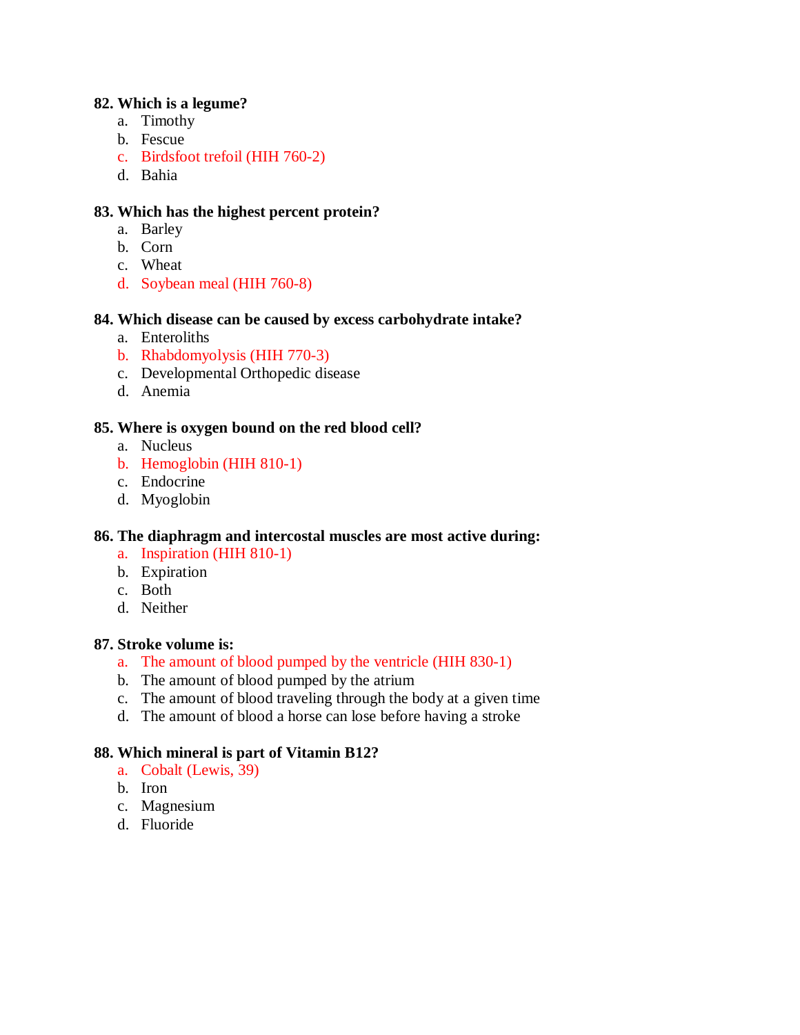**82. Which is a legume?**

a. Timothy
b. Fescue
c. Birdsfoot trefoil (HIH 760-2)
d. Bahia

**83. Which has the highest percent protein?**

a. Barley
b. Corn
c. Wheat
d. Soybean meal (HIH 760-8)

**84. Which disease can be caused by excess carbohydrate intake?**

a. Enteroliths
b. Rhabdomyolysis (HIH 770-3)
c. Developmental Orthopedic disease
d. Anemia

**85. Where is oxygen bound on the red blood cell?**

a. Nucleus
b. Hemoglobin (HIH 810-1)
c. Endocrine
d. Myoglobin

**86. The diaphragm and intercostal muscles are most active during:**

a. Inspiration (HIH 810-1)
b. Expiration
c. Both
d. Neither

**87. Stroke volume is:**

a. The amount of blood pumped by the ventricle (HIH 830-1)
b. The amount of blood pumped by the atrium
c. The amount of blood traveling through the body at a given time
d. The amount of blood a horse can lose before having a stroke

**88. Which mineral is part of Vitamin B12?**

a. Cobalt (Lewis, 39)
b. Iron
c. Magnesium
d. Fluoride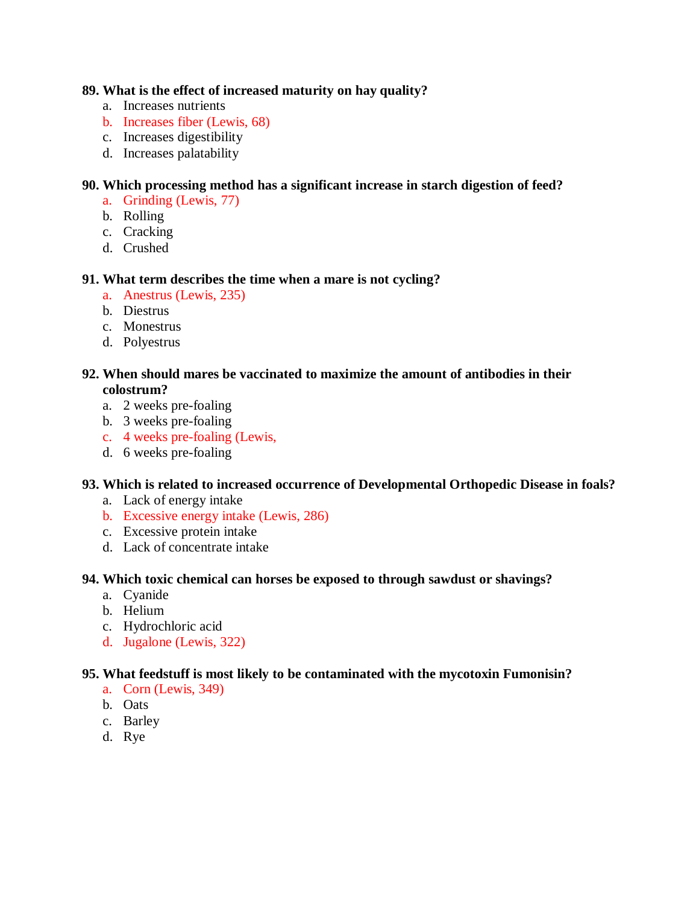**89. What is the effect of increased maturity on hay quality?**

a. Increases nutrients
b. Increases fiber (Lewis, 68)
c. Increases digestibility
d. Increases palatability

**90. Which processing method has a significant increase in starch digestion of feed?**

a. Grinding (Lewis, 77)
b. Rolling
c. Cracking
d. Crushed

**91. What term describes the time when a mare is not cycling?**

a. Anestrus (Lewis, 235)
b. Diestrus
c. Monestrus
d. Polyestrus

**92. When should mares be vaccinated to maximize the amount of antibodies in their colostrum?**

a. 2 weeks pre-foaling
b. 3 weeks pre-foaling
c. 4 weeks pre-foaling (Lewis,
d. 6 weeks pre-foaling

**93. Which is related to increased occurrence of Developmental Orthopedic Disease in foals?**

a. Lack of energy intake
b. Excessive energy intake (Lewis, 286)
c. Excessive protein intake
d. Lack of concentrate intake

**94. Which toxic chemical can horses be exposed to through sawdust or shavings?**

a. Cyanide
b. Helium
c. Hydrochloric acid
d. Jugalone (Lewis, 322)

**95. What feedstuff is most likely to be contaminated with the mycotoxin Fumonisin?**

a. Corn (Lewis, 349)
b. Oats
c. Barley
d. Rye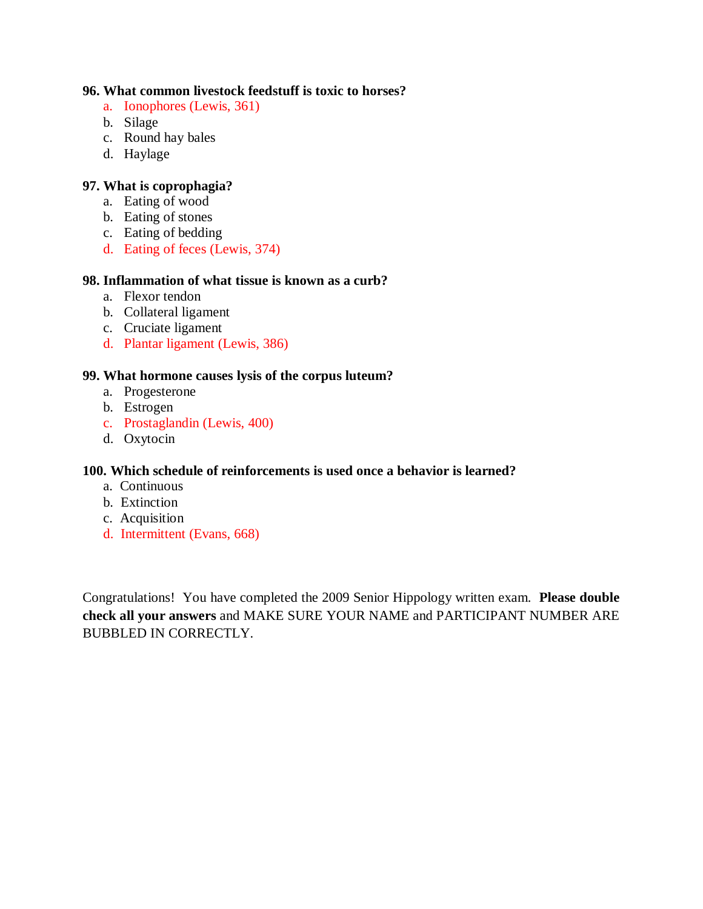**96. What common livestock feedstuff is toxic to horses?**

a. Ionophores (Lewis, 361)
b. Silage
c. Round hay bales
d. Haylage

**97. What is coprophagia?**

a. Eating of wood
b. Eating of stones
c. Eating of bedding
d. Eating of feces (Lewis, 374)

**98. Inflammation of what tissue is known as a curb?**

a. Flexor tendon
b. Collateral ligament
c. Cruciate ligament
d. Plantar ligament (Lewis, 386)

**99. What hormone causes lysis of the corpus luteum?**

a. Progesterone
b. Estrogen
c. Prostaglandin (Lewis, 400)
d. Oxytocin

**100. Which schedule of reinforcements is used once a behavior is learned?**

a. Continuous
b. Extinction
c. Acquisition
d. Intermittent (Evans, 668)

Congratulations! You have completed the 2009 Senior Hippology written exam. **Please double check all your answers** and MAKE SURE YOUR NAME and PARTICIPANT NUMBER ARE BUBBLED IN CORRECTLY.